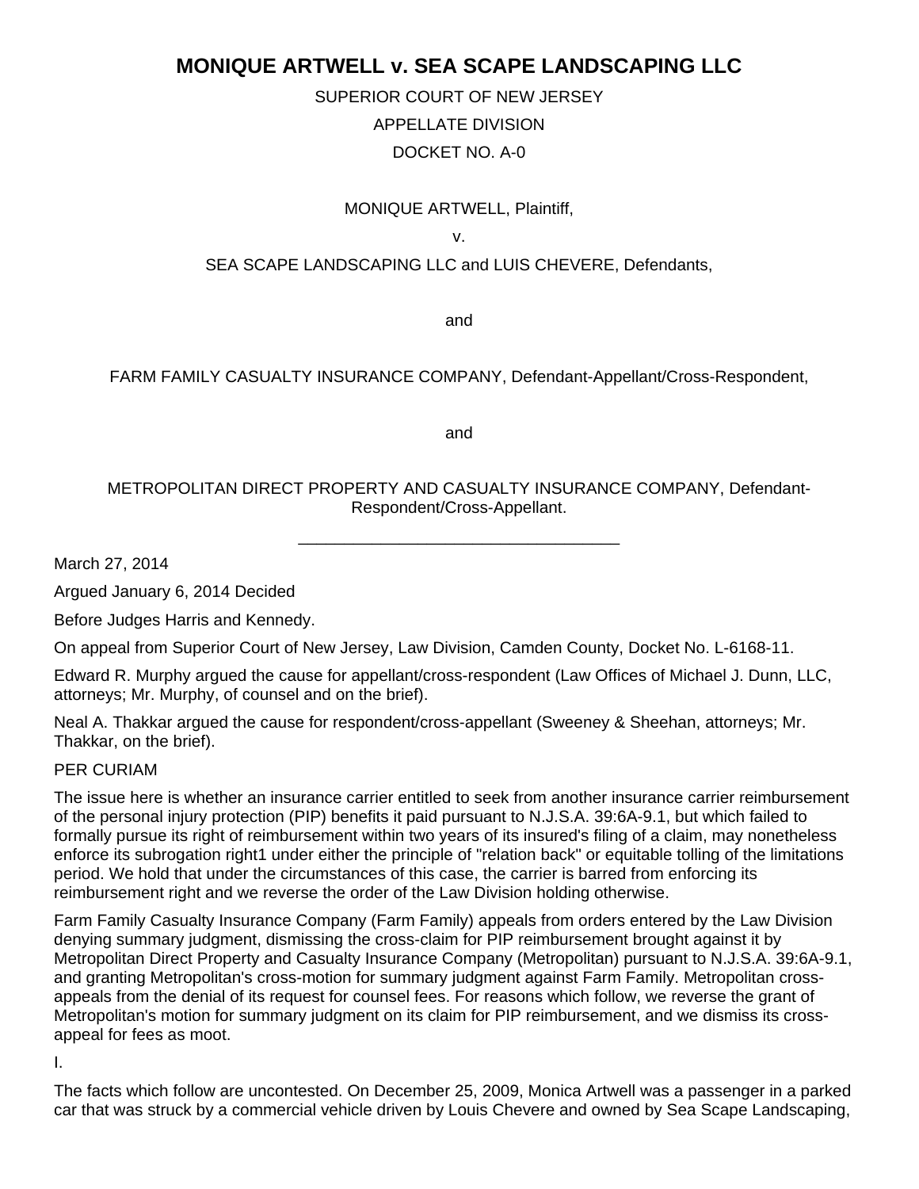# MONIQUE ARTWELL v. SEA SCAPE LANDSCAPING LLC

SUPERIOR COURT OF NEW JERSEY

APPELLATE DIVISION

DOCKET NO. A-0

MONIQUE ARTWELL, Plaintiff,

v.

SEA SCAPE LANDSCAPING LLC and LUIS CHEVERE, Defendants,

and

FARM FAMILY CASUALTY INSURANCE COMPANY, Defendant-Appellant/Cross-Respondent,

and

METROPOLITAN DIRECT PROPERTY AND CASUALTY INSURANCE COMPANY, Defendant-Respondent/Cross-Appellant.

---

March 27, 2014

Argued January 6, 2014 Decided

Before Judges Harris and Kennedy.

On appeal from Superior Court of New Jersey, Law Division, Camden County, Docket No. L-6168-11.

Edward R. Murphy argued the cause for appellant/cross-respondent (Law Offices of Michael J. Dunn, LLC, attorneys; Mr. Murphy, of counsel and on the brief).

Neal A. Thakkar argued the cause for respondent/cross-appellant (Sweeney & Sheehan, attorneys; Mr. Thakkar, on the brief).

PER CURIAM

The issue here is whether an insurance carrier entitled to seek from another insurance carrier reimbursement of the personal injury protection (PIP) benefits it paid pursuant to N.J.S.A. 39:6A-9.1, but which failed to formally pursue its right of reimbursement within two years of its insured's filing of a claim, may nonetheless enforce its subrogation right[1] under either the principle of "relation back" or equitable tolling of the limitations period. We hold that under the circumstances of this case, the carrier is barred from enforcing its reimbursement right and we reverse the order of the Law Division holding otherwise.

Farm Family Casualty Insurance Company (Farm Family) appeals from orders entered by the Law Division denying summary judgment, dismissing the cross-claim for PIP reimbursement brought against it by Metropolitan Direct Property and Casualty Insurance Company (Metropolitan) pursuant to N.J.S.A. 39:6A-9.1, and granting Metropolitan's cross-motion for summary judgment against Farm Family. Metropolitan cross-appeals from the denial of its request for counsel fees. For reasons which follow, we reverse the grant of Metropolitan's motion for summary judgment on its claim for PIP reimbursement, and we dismiss its cross-appeal for fees as moot.

I.

The facts which follow are uncontested. On December 25, 2009, Monica Artwell was a passenger in a parked car that was struck by a commercial vehicle driven by Louis Chevere and owned by Sea Scape Landscaping,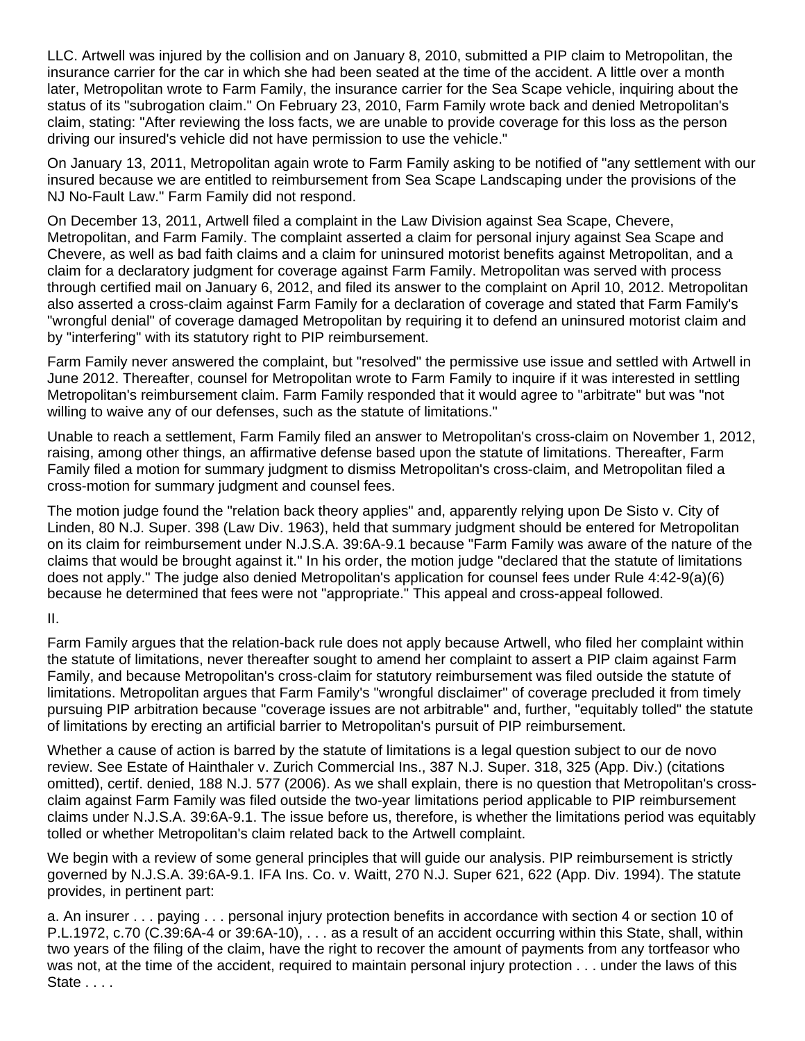LLC. Artwell was injured by the collision and on January 8, 2010, submitted a PIP claim to Metropolitan, the insurance carrier for the car in which she had been seated at the time of the accident. A little over a month later, Metropolitan wrote to Farm Family, the insurance carrier for the Sea Scape vehicle, inquiring about the status of its "subrogation claim." On February 23, 2010, Farm Family wrote back and denied Metropolitan's claim, stating: "After reviewing the loss facts, we are unable to provide coverage for this loss as the person driving our insured's vehicle did not have permission to use the vehicle."

On January 13, 2011, Metropolitan again wrote to Farm Family asking to be notified of "any settlement with our insured because we are entitled to reimbursement from Sea Scape Landscaping under the provisions of the NJ No-Fault Law." Farm Family did not respond.

On December 13, 2011, Artwell filed a complaint in the Law Division against Sea Scape, Chevere, Metropolitan, and Farm Family. The complaint asserted a claim for personal injury against Sea Scape and Chevere, as well as bad faith claims and a claim for uninsured motorist benefits against Metropolitan, and a claim for a declaratory judgment for coverage against Farm Family. Metropolitan was served with process through certified mail on January 6, 2012, and filed its answer to the complaint on April 10, 2012. Metropolitan also asserted a cross-claim against Farm Family for a declaration of coverage and stated that Farm Family's "wrongful denial" of coverage damaged Metropolitan by requiring it to defend an uninsured motorist claim and by "interfering" with its statutory right to PIP reimbursement.

Farm Family never answered the complaint, but "resolved" the permissive use issue and settled with Artwell in June 2012. Thereafter, counsel for Metropolitan wrote to Farm Family to inquire if it was interested in settling Metropolitan's reimbursement claim. Farm Family responded that it would agree to "arbitrate" but was "not willing to waive any of our defenses, such as the statute of limitations."

Unable to reach a settlement, Farm Family filed an answer to Metropolitan's cross-claim on November 1, 2012, raising, among other things, an affirmative defense based upon the statute of limitations. Thereafter, Farm Family filed a motion for summary judgment to dismiss Metropolitan's cross-claim, and Metropolitan filed a cross-motion for summary judgment and counsel fees.

The motion judge found the "relation back theory applies" and, apparently relying upon De Sisto v. City of Linden, 80 N.J. Super. 398 (Law Div. 1963), held that summary judgment should be entered for Metropolitan on its claim for reimbursement under N.J.S.A. 39:6A-9.1 because "Farm Family was aware of the nature of the claims that would be brought against it." In his order, the motion judge "declared that the statute of limitations does not apply." The judge also denied Metropolitan's application for counsel fees under Rule 4:42-9(a)(6) because he determined that fees were not "appropriate." This appeal and cross-appeal followed.

II.

Farm Family argues that the relation-back rule does not apply because Artwell, who filed her complaint within the statute of limitations, never thereafter sought to amend her complaint to assert a PIP claim against Farm Family, and because Metropolitan's cross-claim for statutory reimbursement was filed outside the statute of limitations. Metropolitan argues that Farm Family's "wrongful disclaimer" of coverage precluded it from timely pursuing PIP arbitration because "coverage issues are not arbitrable" and, further, "equitably tolled" the statute of limitations by erecting an artificial barrier to Metropolitan's pursuit of PIP reimbursement.

Whether a cause of action is barred by the statute of limitations is a legal question subject to our de novo review. See Estate of Hainthaler v. Zurich Commercial Ins., 387 N.J. Super. 318, 325 (App. Div.) (citations omitted), certif. denied, 188 N.J. 577 (2006). As we shall explain, there is no question that Metropolitan's cross-claim against Farm Family was filed outside the two-year limitations period applicable to PIP reimbursement claims under N.J.S.A. 39:6A-9.1. The issue before us, therefore, is whether the limitations period was equitably tolled or whether Metropolitan's claim related back to the Artwell complaint.

We begin with a review of some general principles that will guide our analysis. PIP reimbursement is strictly governed by N.J.S.A. 39:6A-9.1. IFA Ins. Co. v. Waitt, 270 N.J. Super 621, 622 (App. Div. 1994). The statute provides, in pertinent part:

a. An insurer . . . paying . . . personal injury protection benefits in accordance with section 4 or section 10 of P.L.1972, c.70 (C.39:6A-4 or 39:6A-10), . . . as a result of an accident occurring within this State, shall, within two years of the filing of the claim, have the right to recover the amount of payments from any tortfeasor who was not, at the time of the accident, required to maintain personal injury protection . . . under the laws of this State . . . .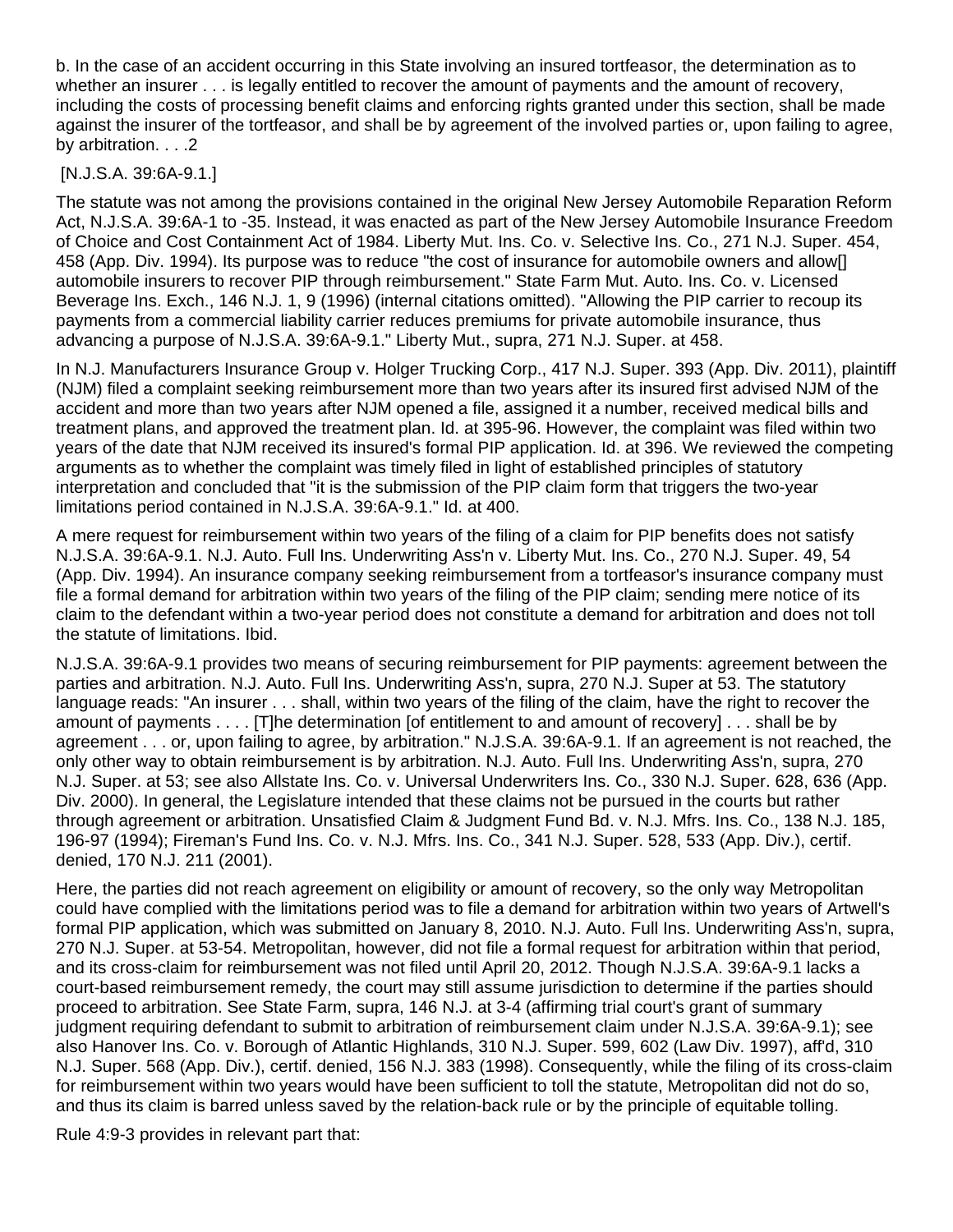b. In the case of an accident occurring in this State involving an insured tortfeasor, the determination as to whether an insurer . . . is legally entitled to recover the amount of payments and the amount of recovery, including the costs of processing benefit claims and enforcing rights granted under this section, shall be made against the insurer of the tortfeasor, and shall be by agreement of the involved parties or, upon failing to agree, by arbitration. . . .2

[N.J.S.A. 39:6A-9.1.]

The statute was not among the provisions contained in the original New Jersey Automobile Reparation Reform Act, N.J.S.A. 39:6A-1 to -35. Instead, it was enacted as part of the New Jersey Automobile Insurance Freedom of Choice and Cost Containment Act of 1984. Liberty Mut. Ins. Co. v. Selective Ins. Co., 271 N.J. Super. 454, 458 (App. Div. 1994). Its purpose was to reduce "the cost of insurance for automobile owners and allow[] automobile insurers to recover PIP through reimbursement." State Farm Mut. Auto. Ins. Co. v. Licensed Beverage Ins. Exch., 146 N.J. 1, 9 (1996) (internal citations omitted). "Allowing the PIP carrier to recoup its payments from a commercial liability carrier reduces premiums for private automobile insurance, thus advancing a purpose of N.J.S.A. 39:6A-9.1." Liberty Mut., supra, 271 N.J. Super. at 458.

In N.J. Manufacturers Insurance Group v. Holger Trucking Corp., 417 N.J. Super. 393 (App. Div. 2011), plaintiff (NJM) filed a complaint seeking reimbursement more than two years after its insured first advised NJM of the accident and more than two years after NJM opened a file, assigned it a number, received medical bills and treatment plans, and approved the treatment plan. Id. at 395-96. However, the complaint was filed within two years of the date that NJM received its insured's formal PIP application. Id. at 396. We reviewed the competing arguments as to whether the complaint was timely filed in light of established principles of statutory interpretation and concluded that "it is the submission of the PIP claim form that triggers the two-year limitations period contained in N.J.S.A. 39:6A-9.1." Id. at 400.

A mere request for reimbursement within two years of the filing of a claim for PIP benefits does not satisfy N.J.S.A. 39:6A-9.1. N.J. Auto. Full Ins. Underwriting Ass'n v. Liberty Mut. Ins. Co., 270 N.J. Super. 49, 54 (App. Div. 1994). An insurance company seeking reimbursement from a tortfeasor's insurance company must file a formal demand for arbitration within two years of the filing of the PIP claim; sending mere notice of its claim to the defendant within a two-year period does not constitute a demand for arbitration and does not toll the statute of limitations. Ibid.

N.J.S.A. 39:6A-9.1 provides two means of securing reimbursement for PIP payments: agreement between the parties and arbitration. N.J. Auto. Full Ins. Underwriting Ass'n, supra, 270 N.J. Super at 53. The statutory language reads: "An insurer . . . shall, within two years of the filing of the claim, have the right to recover the amount of payments . . . . [T]he determination [of entitlement to and amount of recovery] . . . shall be by agreement . . . or, upon failing to agree, by arbitration." N.J.S.A. 39:6A-9.1. If an agreement is not reached, the only other way to obtain reimbursement is by arbitration. N.J. Auto. Full Ins. Underwriting Ass'n, supra, 270 N.J. Super. at 53; see also Allstate Ins. Co. v. Universal Underwriters Ins. Co., 330 N.J. Super. 628, 636 (App. Div. 2000). In general, the Legislature intended that these claims not be pursued in the courts but rather through agreement or arbitration. Unsatisfied Claim & Judgment Fund Bd. v. N.J. Mfrs. Ins. Co., 138 N.J. 185, 196-97 (1994); Fireman's Fund Ins. Co. v. N.J. Mfrs. Ins. Co., 341 N.J. Super. 528, 533 (App. Div.), certif. denied, 170 N.J. 211 (2001).

Here, the parties did not reach agreement on eligibility or amount of recovery, so the only way Metropolitan could have complied with the limitations period was to file a demand for arbitration within two years of Artwell's formal PIP application, which was submitted on January 8, 2010. N.J. Auto. Full Ins. Underwriting Ass'n, supra, 270 N.J. Super. at 53-54. Metropolitan, however, did not file a formal request for arbitration within that period, and its cross-claim for reimbursement was not filed until April 20, 2012. Though N.J.S.A. 39:6A-9.1 lacks a court-based reimbursement remedy, the court may still assume jurisdiction to determine if the parties should proceed to arbitration. See State Farm, supra, 146 N.J. at 3-4 (affirming trial court's grant of summary judgment requiring defendant to submit to arbitration of reimbursement claim under N.J.S.A. 39:6A-9.1); see also Hanover Ins. Co. v. Borough of Atlantic Highlands, 310 N.J. Super. 599, 602 (Law Div. 1997), aff'd, 310 N.J. Super. 568 (App. Div.), certif. denied, 156 N.J. 383 (1998). Consequently, while the filing of its cross-claim for reimbursement within two years would have been sufficient to toll the statute, Metropolitan did not do so, and thus its claim is barred unless saved by the relation-back rule or by the principle of equitable tolling.

Rule 4:9-3 provides in relevant part that: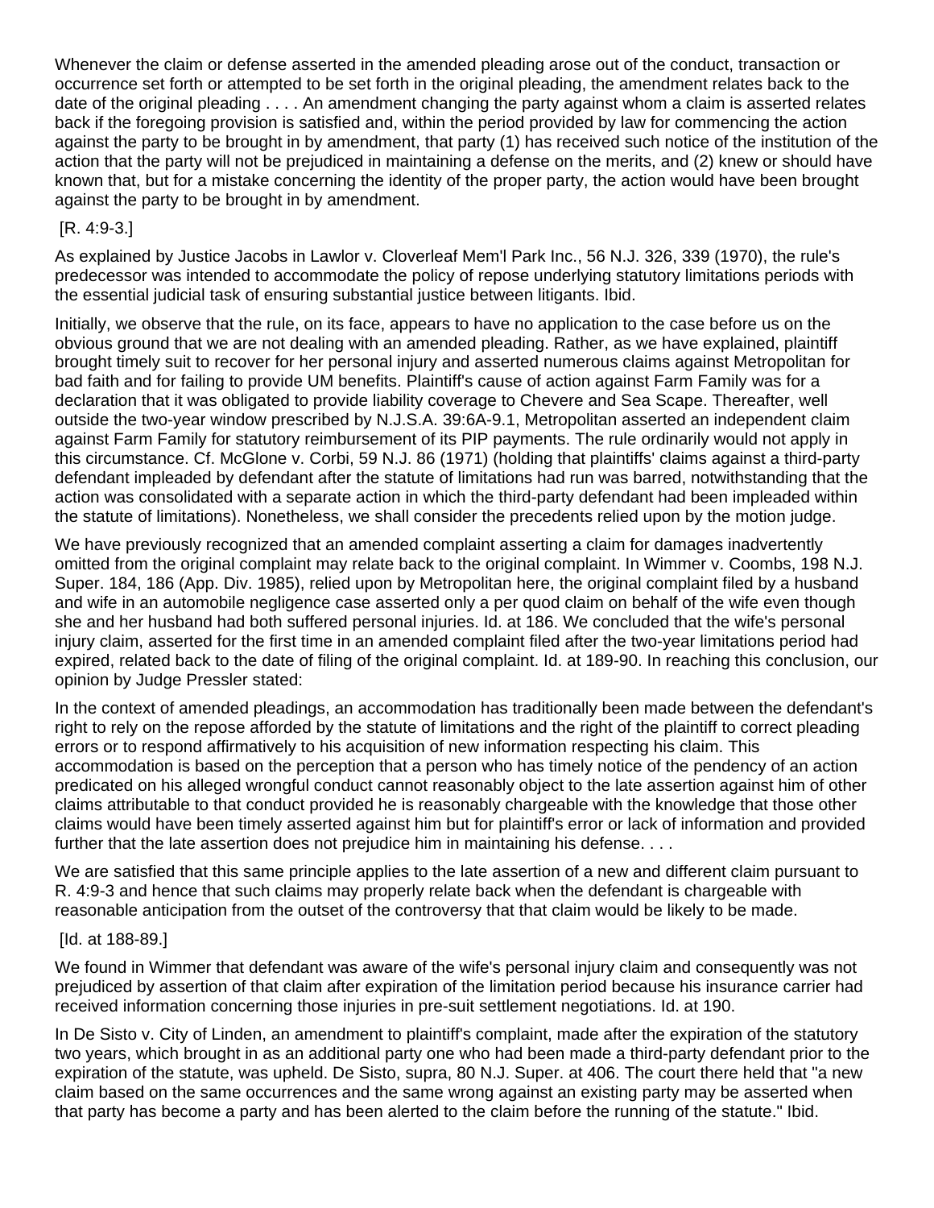Whenever the claim or defense asserted in the amended pleading arose out of the conduct, transaction or occurrence set forth or attempted to be set forth in the original pleading, the amendment relates back to the date of the original pleading . . . . An amendment changing the party against whom a claim is asserted relates back if the foregoing provision is satisfied and, within the period provided by law for commencing the action against the party to be brought in by amendment, that party (1) has received such notice of the institution of the action that the party will not be prejudiced in maintaining a defense on the merits, and (2) knew or should have known that, but for a mistake concerning the identity of the proper party, the action would have been brought against the party to be brought in by amendment.

[R. 4:9-3.]

As explained by Justice Jacobs in Lawlor v. Cloverleaf Mem'l Park Inc., 56 N.J. 326, 339 (1970), the rule's predecessor was intended to accommodate the policy of repose underlying statutory limitations periods with the essential judicial task of ensuring substantial justice between litigants. Ibid.

Initially, we observe that the rule, on its face, appears to have no application to the case before us on the obvious ground that we are not dealing with an amended pleading. Rather, as we have explained, plaintiff brought timely suit to recover for her personal injury and asserted numerous claims against Metropolitan for bad faith and for failing to provide UM benefits. Plaintiff's cause of action against Farm Family was for a declaration that it was obligated to provide liability coverage to Chevere and Sea Scape. Thereafter, well outside the two-year window prescribed by N.J.S.A. 39:6A-9.1, Metropolitan asserted an independent claim against Farm Family for statutory reimbursement of its PIP payments. The rule ordinarily would not apply in this circumstance. Cf. McGlone v. Corbi, 59 N.J. 86 (1971) (holding that plaintiffs' claims against a third-party defendant impleaded by defendant after the statute of limitations had run was barred, notwithstanding that the action was consolidated with a separate action in which the third-party defendant had been impleaded within the statute of limitations). Nonetheless, we shall consider the precedents relied upon by the motion judge.

We have previously recognized that an amended complaint asserting a claim for damages inadvertently omitted from the original complaint may relate back to the original complaint. In Wimmer v. Coombs, 198 N.J. Super. 184, 186 (App. Div. 1985), relied upon by Metropolitan here, the original complaint filed by a husband and wife in an automobile negligence case asserted only a per quod claim on behalf of the wife even though she and her husband had both suffered personal injuries. Id. at 186. We concluded that the wife's personal injury claim, asserted for the first time in an amended complaint filed after the two-year limitations period had expired, related back to the date of filing of the original complaint. Id. at 189-90. In reaching this conclusion, our opinion by Judge Pressler stated:

In the context of amended pleadings, an accommodation has traditionally been made between the defendant's right to rely on the repose afforded by the statute of limitations and the right of the plaintiff to correct pleading errors or to respond affirmatively to his acquisition of new information respecting his claim. This accommodation is based on the perception that a person who has timely notice of the pendency of an action predicated on his alleged wrongful conduct cannot reasonably object to the late assertion against him of other claims attributable to that conduct provided he is reasonably chargeable with the knowledge that those other claims would have been timely asserted against him but for plaintiff's error or lack of information and provided further that the late assertion does not prejudice him in maintaining his defense. . . .

We are satisfied that this same principle applies to the late assertion of a new and different claim pursuant to R. 4:9-3 and hence that such claims may properly relate back when the defendant is chargeable with reasonable anticipation from the outset of the controversy that that claim would be likely to be made.

[Id. at 188-89.]

We found in Wimmer that defendant was aware of the wife's personal injury claim and consequently was not prejudiced by assertion of that claim after expiration of the limitation period because his insurance carrier had received information concerning those injuries in pre-suit settlement negotiations. Id. at 190.

In De Sisto v. City of Linden, an amendment to plaintiff's complaint, made after the expiration of the statutory two years, which brought in as an additional party one who had been made a third-party defendant prior to the expiration of the statute, was upheld. De Sisto, supra, 80 N.J. Super. at 406. The court there held that "a new claim based on the same occurrences and the same wrong against an existing party may be asserted when that party has become a party and has been alerted to the claim before the running of the statute." Ibid.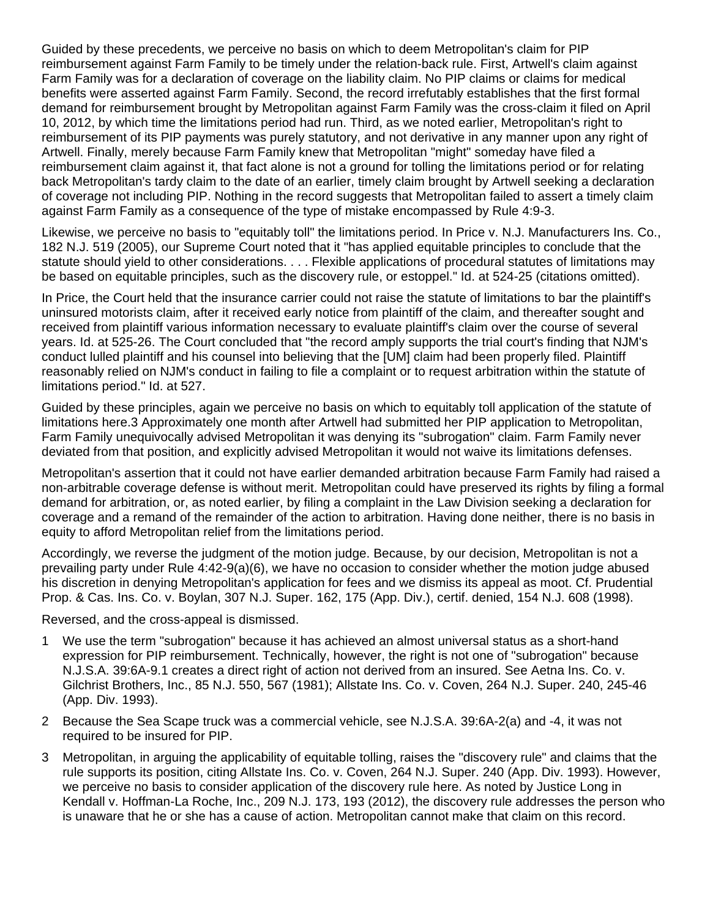Guided by these precedents, we perceive no basis on which to deem Metropolitan's claim for PIP reimbursement against Farm Family to be timely under the relation-back rule. First, Artwell's claim against Farm Family was for a declaration of coverage on the liability claim. No PIP claims or claims for medical benefits were asserted against Farm Family. Second, the record irrefutably establishes that the first formal demand for reimbursement brought by Metropolitan against Farm Family was the cross-claim it filed on April 10, 2012, by which time the limitations period had run. Third, as we noted earlier, Metropolitan's right to reimbursement of its PIP payments was purely statutory, and not derivative in any manner upon any right of Artwell. Finally, merely because Farm Family knew that Metropolitan "might" someday have filed a reimbursement claim against it, that fact alone is not a ground for tolling the limitations period or for relating back Metropolitan's tardy claim to the date of an earlier, timely claim brought by Artwell seeking a declaration of coverage not including PIP. Nothing in the record suggests that Metropolitan failed to assert a timely claim against Farm Family as a consequence of the type of mistake encompassed by Rule 4:9-3.

Likewise, we perceive no basis to "equitably toll" the limitations period. In Price v. N.J. Manufacturers Ins. Co., 182 N.J. 519 (2005), our Supreme Court noted that it "has applied equitable principles to conclude that the statute should yield to other considerations. . . . Flexible applications of procedural statutes of limitations may be based on equitable principles, such as the discovery rule, or estoppel." Id. at 524-25 (citations omitted).

In Price, the Court held that the insurance carrier could not raise the statute of limitations to bar the plaintiff's uninsured motorists claim, after it received early notice from plaintiff of the claim, and thereafter sought and received from plaintiff various information necessary to evaluate plaintiff's claim over the course of several years. Id. at 525-26. The Court concluded that "the record amply supports the trial court's finding that NJM's conduct lulled plaintiff and his counsel into believing that the [UM] claim had been properly filed. Plaintiff reasonably relied on NJM's conduct in failing to file a complaint or to request arbitration within the statute of limitations period." Id. at 527.

Guided by these principles, again we perceive no basis on which to equitably toll application of the statute of limitations here.[3] Approximately one month after Artwell had submitted her PIP application to Metropolitan, Farm Family unequivocally advised Metropolitan it was denying its "subrogation" claim. Farm Family never deviated from that position, and explicitly advised Metropolitan it would not waive its limitations defenses.

Metropolitan's assertion that it could not have earlier demanded arbitration because Farm Family had raised a non-arbitrable coverage defense is without merit. Metropolitan could have preserved its rights by filing a formal demand for arbitration, or, as noted earlier, by filing a complaint in the Law Division seeking a declaration for coverage and a remand of the remainder of the action to arbitration. Having done neither, there is no basis in equity to afford Metropolitan relief from the limitations period.

Accordingly, we reverse the judgment of the motion judge. Because, by our decision, Metropolitan is not a prevailing party under Rule 4:42-9(a)(6), we have no occasion to consider whether the motion judge abused his discretion in denying Metropolitan's application for fees and we dismiss its appeal as moot. Cf. Prudential Prop. & Cas. Ins. Co. v. Boylan, 307 N.J. Super. 162, 175 (App. Div.), certif. denied, 154 N.J. 608 (1998).

Reversed, and the cross-appeal is dismissed.

1 We use the term "subrogation" because it has achieved an almost universal status as a short-hand expression for PIP reimbursement. Technically, however, the right is not one of "subrogation" because N.J.S.A. 39:6A-9.1 creates a direct right of action not derived from an insured. See Aetna Ins. Co. v. Gilchrist Brothers, Inc., 85 N.J. 550, 567 (1981); Allstate Ins. Co. v. Coven, 264 N.J. Super. 240, 245-46 (App. Div. 1993).

2 Because the Sea Scape truck was a commercial vehicle, see N.J.S.A. 39:6A-2(a) and -4, it was not required to be insured for PIP.

3 Metropolitan, in arguing the applicability of equitable tolling, raises the "discovery rule" and claims that the rule supports its position, citing Allstate Ins. Co. v. Coven, 264 N.J. Super. 240 (App. Div. 1993). However, we perceive no basis to consider application of the discovery rule here. As noted by Justice Long in Kendall v. Hoffman-La Roche, Inc., 209 N.J. 173, 193 (2012), the discovery rule addresses the person who is unaware that he or she has a cause of action. Metropolitan cannot make that claim on this record.